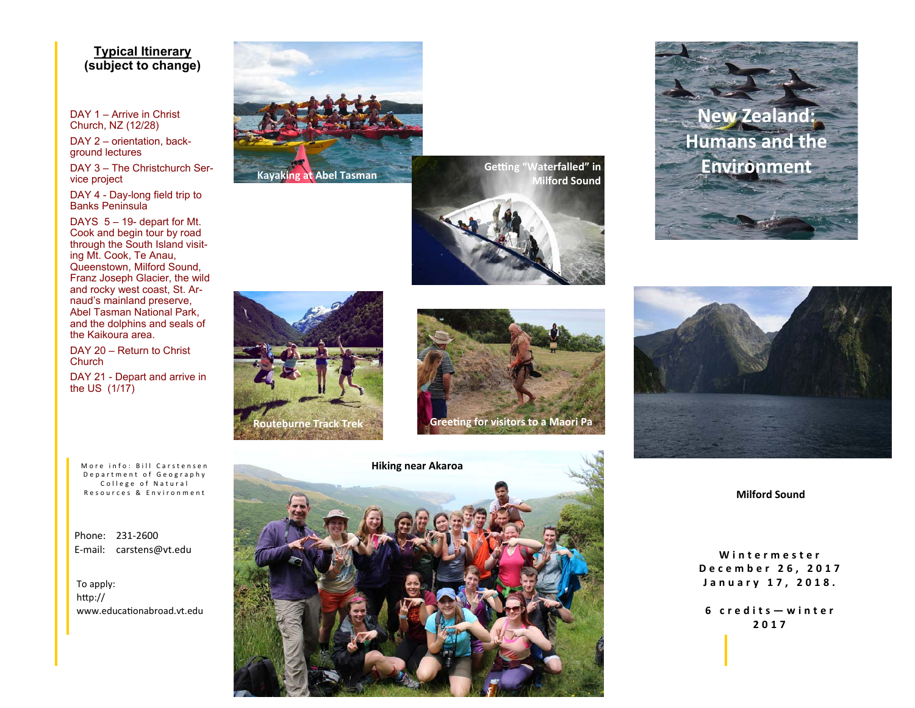## Typical Itinerary (subject to change)

DAY 1 – Arrive in Christ Church, NZ (12/28)

DAY 2 – orientation, background lectures

DAY 3 – The Christchurch Service project

DAY 4 - Day-long field trip to Banks Peninsula

DAYS 5 – 19- depart for Mt. Cook and begin tour by road through the South Island visiting Mt. Cook, Te Anau, Queenstown, Milford Sound, Franz Joseph Glacier, the wild and rocky west coast, St. Arnaud's mainland preserve, Abel Tasman National Park, and the dolphins and seals of the Kaikoura area.

DAY 20 – Return to Christ Church

DAY 21 - Depart and arrive in the US (1/17)

More info: Bill Carstensen
Department of Geography
College of Natural Resources & Environment

Phone: 231-2600
E-mail: carstens@vt.edu

To apply:
http://www.educationabroad.vt.edu

Kayaking at Abel Tasman

Getting "Waterfalled" in Milford Sound

Routeburne Track Trek

Greeting for visitors to a Maori Pa

Hiking near Akaroa

# New Zealand: Humans and the Environment

Milford Sound

**Wintermester**
**December 26, 2017**
**January 17, 2018.**

**6 credits—winter 2017**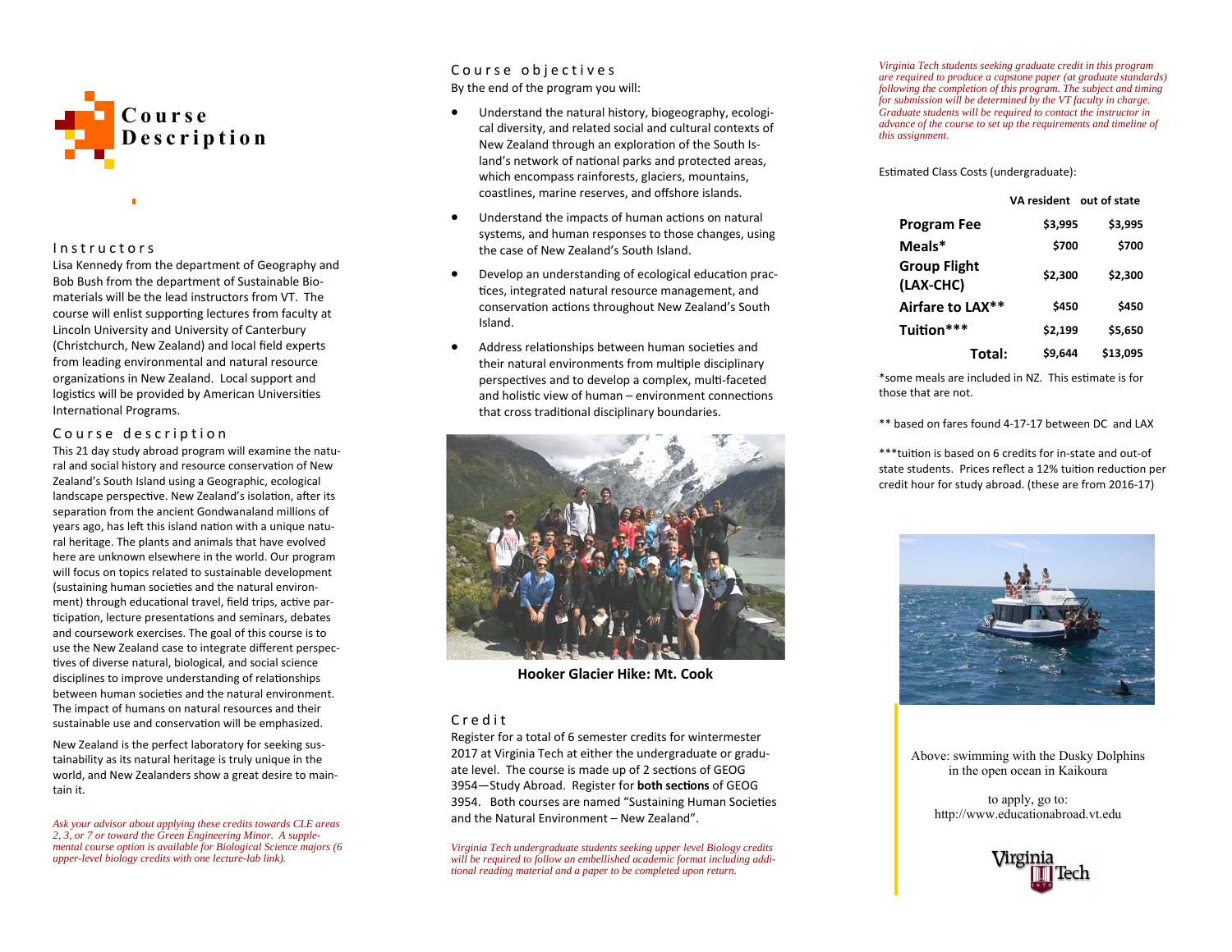# Course Description

## Instructors

Lisa Kennedy from the department of Geography and Bob Bush from the department of Sustainable Biomaterials will be the lead instructors from VT. The course will enlist supporting lectures from faculty at Lincoln University and University of Canterbury (Christchurch, New Zealand) and local field experts from leading environmental and natural resource organizations in New Zealand. Local support and logistics will be provided by American Universities International Programs.

## Course description

This 21 day study abroad program will examine the natural history and resource conservation of New Zealand's South Island using a Geographic, ecological landscape perspective. New Zealand's isolation, after its separation from the ancient Gondwanaland millions of years ago, has left this island nation with a unique natural heritage. The plants and animals that have evolved here are unknown elsewhere in the world. Our program will focus on topics related to sustainable development (sustaining human societies and the natural environment) through educational travel, field trips, active participation, lecture presentations and seminars, debates and coursework exercises. The goal of this course is to use the New Zealand case to integrate different perspectives of diverse natural, biological, and social science disciplines to improve understanding of relationships between human societies and the natural environment. The impact of humans on natural resources and their sustainable use and conservation will be emphasized.

New Zealand is the perfect laboratory for seeking sustainability as its natural heritage is truly unique in the world, and New Zealanders show a great desire to maintain it.

*Ask your advisor about applying these credits towards CLE areas 2, 3, or 7 or toward the Green Engineering Minor. A supplemental course option is available for Biological Science majors (6 upper-level biology credits with one lecture-lab link).*

## Course objectives

By the end of the program you will:

- Understand the natural history, biogeography, ecological diversity, and related social and cultural contexts of New Zealand through an exploration of the South Island's network of national parks and protected areas, which encompass rainforests, glaciers, mountains, coastlines, marine reserves, and offshore islands.
- Understand the impacts of human actions on natural systems, and human responses to those changes, using the case of New Zealand's South Island.
- Develop an understanding of ecological education practices, integrated natural resource management, and conservation actions throughout New Zealand's South Island.
- Address relationships between human societies and their natural environments from multiple disciplinary perspectives and to develop a complex, multi-faceted and holistic view of human – environment connections that cross traditional disciplinary boundaries.

**Hooker Glacier Hike: Mt. Cook**

## Credit

Register for a total of 6 semester credits for wintermester 2017 at Virginia Tech at either the undergraduate or graduate level. The course is made up of 2 sections of GEOG 3954—Study Abroad. Register for **both sections** of GEOG 3954. Both courses are named "Sustaining Human Societies and the Natural Environment – New Zealand".

*Virginia Tech undergraduate students seeking upper level Biology credits will be required to follow an embellished academic format including additional reading material and a paper to be completed upon return.*

*Virginia Tech students seeking graduate credit in this program are required to produce a capstone paper (at graduate standards) following the completion of this program. The subject and timing for submission will be determined by the VT faculty in charge. Graduate students will be required to contact the instructor in advance of the course to set up the requirements and timeline of this assignment.*

Estimated Class Costs (undergraduate):

| | VA resident | out of state |
|---|---|---|
| **Program Fee** | **$3,995** | **$3,995** |
| **Meals*** | **$700** | **$700** |
| **Group Flight (LAX-CHC)** | **$2,300** | **$2,300** |
| **Airfare to LAX**** | **$450** | **$450** |
| **Tuition***** | **$2,199** | **$5,650** |
| **Total:** | **$9,644** | **$13,095** |

*some meals are included in NZ. This estimate is for those that are not.

** based on fares found 4-17-17 between DC and LAX

***tuition is based on 6 credits for in-state and out-of state students. Prices reflect a 12% tuition reduction per credit hour for study abroad. (these are from 2016-17)

Above: swimming with the Dusky Dolphins in the open ocean in Kaikoura

to apply, go to:
http://www.educationabroad.vt.edu

Virginia Tech